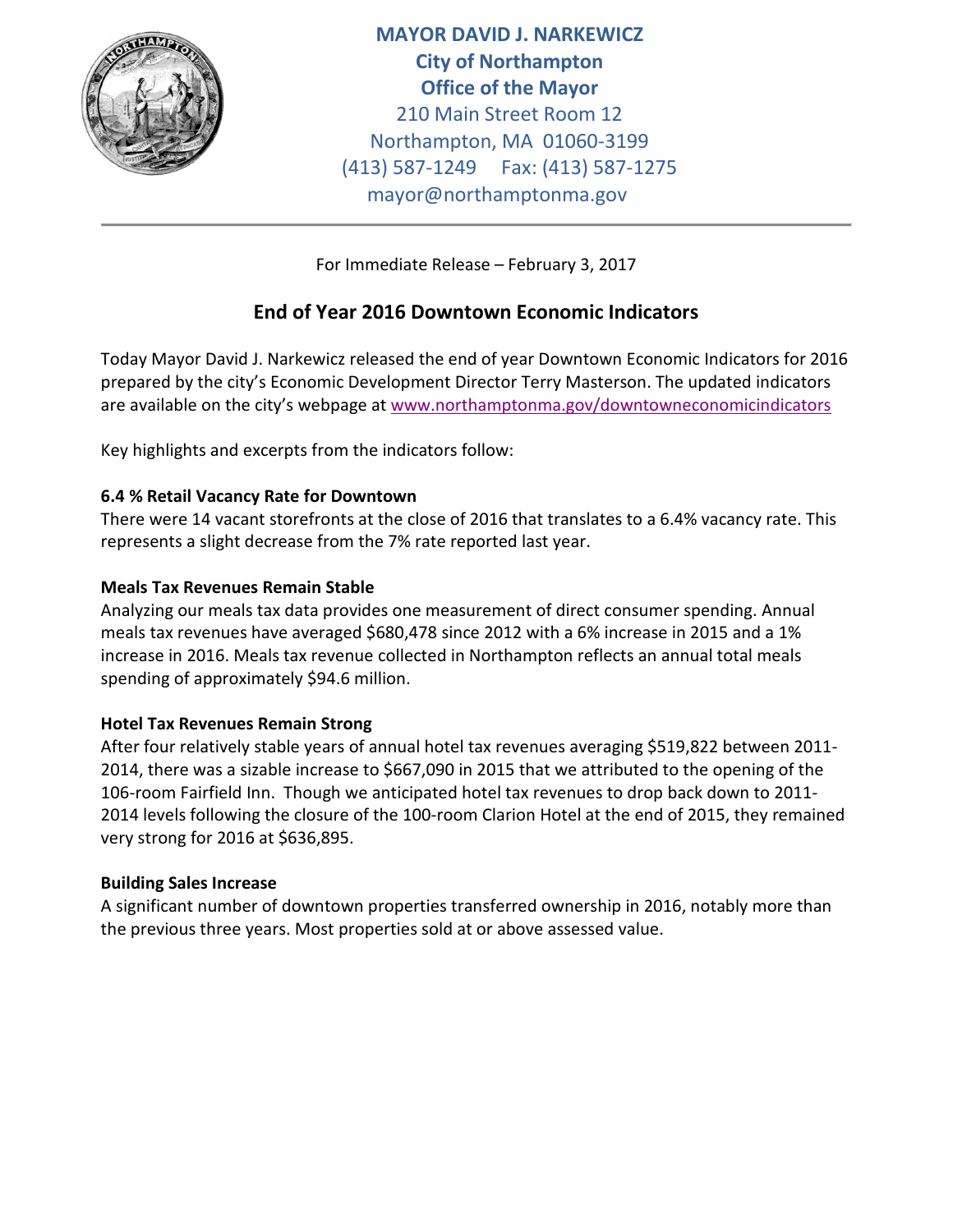**MAYOR DAVID J. NARKEWICZ**
**City of Northampton**
**Office of the Mayor**
210 Main Street Room 12
Northampton, MA 01060-3199
(413) 587-1249 Fax: (413) 587-1275
mayor@northamptonma.gov

---

For Immediate Release – February 3, 2017

# End of Year 2016 Downtown Economic Indicators

Today Mayor David J. Narkewicz released the end of year Downtown Economic Indicators for 2016 prepared by the city's Economic Development Director Terry Masterson. The updated indicators are available on the city's webpage at www.northamptonma.gov/downtowneconomicindicators

Key highlights and excerpts from the indicators follow:

**6.4 % Retail Vacancy Rate for Downtown**
There were 14 vacant storefronts at the close of 2016 that translates to a 6.4% vacancy rate. This represents a slight decrease from the 7% rate reported last year.

**Meals Tax Revenues Remain Stable**
Analyzing our meals tax data provides one measurement of direct consumer spending. Annual meals tax revenues have averaged $680,478 since 2012 with a 6% increase in 2015 and a 1% increase in 2016. Meals tax revenue collected in Northampton reflects an annual total meals spending of approximately $94.6 million.

**Hotel Tax Revenues Remain Strong**
After four relatively stable years of annual hotel tax revenues averaging $519,822 between 2011-2014, there was a sizable increase to $667,090 in 2015 that we attributed to the opening of the 106-room Fairfield Inn. Though we anticipated hotel tax revenues to drop back down to 2011-2014 levels following the closure of the 100-room Clarion Hotel at the end of 2015, they remained very strong for 2016 at $636,895.

**Building Sales Increase**
A significant number of downtown properties transferred ownership in 2016, notably more than the previous three years. Most properties sold at or above assessed value.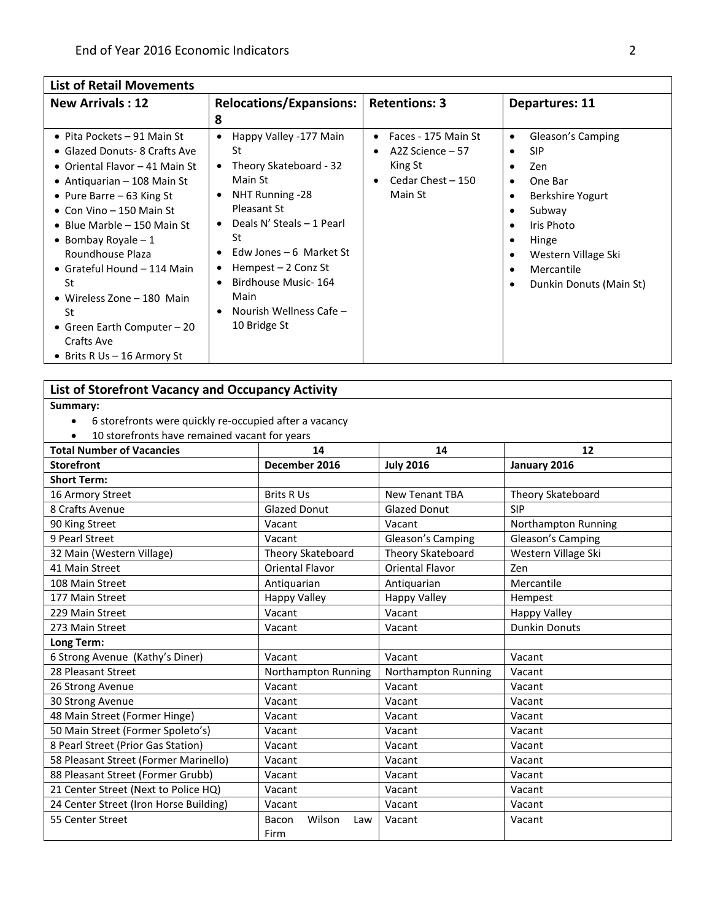| List of Retail Movements | | | |
|---|---|---|---|
| **New Arrivals : 12** | **Relocations/Expansions: 8** | **Retentions: 3** | **Departures: 11** |
| • Pita Pockets – 91 Main St<br>• Glazed Donuts- 8 Crafts Ave<br>• Oriental Flavor – 41 Main St<br>• Antiquarian – 108 Main St<br>• Pure Barre – 63 King St<br>• Con Vino – 150 Main St<br>• Blue Marble – 150 Main St<br>• Bombay Royale – 1 Roundhouse Plaza<br>• Grateful Hound – 114 Main St<br>• Wireless Zone – 180 Main St<br>• Green Earth Computer – 20 Crafts Ave<br>• Brits R Us – 16 Armory St | • Happy Valley -177 Main St<br>• Theory Skateboard - 32 Main St<br>• NHT Running -28 Pleasant St<br>• Deals N' Steals – 1 Pearl St<br>• Edw Jones – 6 Market St<br>• Hempest – 2 Conz St<br>• Birdhouse Music- 164 Main<br>• Nourish Wellness Cafe – 10 Bridge St | • Faces - 175 Main St<br>• A2Z Science – 57 King St<br>• Cedar Chest – 150 Main St | • Gleason's Camping<br>• SIP<br>• Zen<br>• One Bar<br>• Berkshire Yogurt<br>• Subway<br>• Iris Photo<br>• Hinge<br>• Western Village Ski<br>• Mercantile<br>• Dunkin Donuts (Main St) |

**List of Storefront Vacancy and Occupancy Activity**

**Summary:**

- 6 storefronts were quickly re-occupied after a vacancy
- 10 storefronts have remained vacant for years

| Total Number of Vacancies | 14 | 14 | 12 |
|---|---|---|---|
| **Storefront** | **December 2016** | **July 2016** | **January 2016** |
| **Short Term:** | | | |
| 16 Armory Street | Brits R Us | New Tenant TBA | Theory Skateboard |
| 8 Crafts Avenue | Glazed Donut | Glazed Donut | SIP |
| 90 King Street | Vacant | Vacant | Northampton Running |
| 9 Pearl Street | Vacant | Gleason's Camping | Gleason's Camping |
| 32 Main (Western Village) | Theory Skateboard | Theory Skateboard | Western Village Ski |
| 41 Main Street | Oriental Flavor | Oriental Flavor | Zen |
| 108 Main Street | Antiquarian | Antiquarian | Mercantile |
| 177 Main Street | Happy Valley | Happy Valley | Hempest |
| 229 Main Street | Vacant | Vacant | Happy Valley |
| 273 Main Street | Vacant | Vacant | Dunkin Donuts |
| **Long Term:** | | | |
| 6 Strong Avenue (Kathy's Diner) | Vacant | Vacant | Vacant |
| 28 Pleasant Street | Northampton Running | Northampton Running | Vacant |
| 26 Strong Avenue | Vacant | Vacant | Vacant |
| 30 Strong Avenue | Vacant | Vacant | Vacant |
| 48 Main Street (Former Hinge) | Vacant | Vacant | Vacant |
| 50 Main Street (Former Spoleto's) | Vacant | Vacant | Vacant |
| 8 Pearl Street (Prior Gas Station) | Vacant | Vacant | Vacant |
| 58 Pleasant Street (Former Marinello) | Vacant | Vacant | Vacant |
| 88 Pleasant Street (Former Grubb) | Vacant | Vacant | Vacant |
| 21 Center Street (Next to Police HQ) | Vacant | Vacant | Vacant |
| 24 Center Street (Iron Horse Building) | Vacant | Vacant | Vacant |
| 55 Center Street | Bacon Wilson Law Firm | Vacant | Vacant |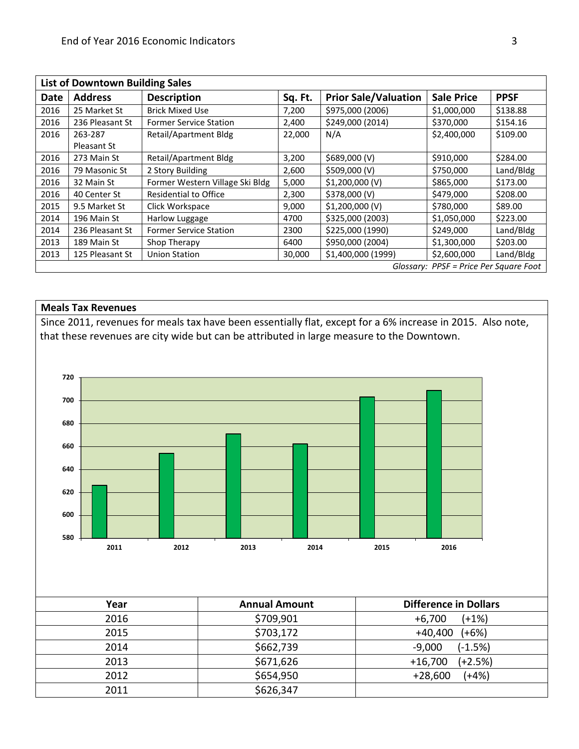## List of Downtown Building Sales

| Date | Address | Description | Sq. Ft. | Prior Sale/Valuation | Sale Price | PPSF |
|---|---|---|---|---|---|---|
| 2016 | 25 Market St | Brick Mixed Use | 7,200 | $975,000 (2006) | $1,000,000 | $138.88 |
| 2016 | 236 Pleasant St | Former Service Station | 2,400 | $249,000 (2014) | $370,000 | $154.16 |
| 2016 | 263-287 Pleasant St | Retail/Apartment Bldg | 22,000 | N/A | $2,400,000 | $109.00 |
| 2016 | 273 Main St | Retail/Apartment Bldg | 3,200 | $689,000 (V) | $910,000 | $284.00 |
| 2016 | 79 Masonic St | 2 Story Building | 2,600 | $509,000 (V) | $750,000 | Land/Bldg |
| 2016 | 32 Main St | Former Western Village Ski Bldg | 5,000 | $1,200,000 (V) | $865,000 | $173.00 |
| 2016 | 40 Center St | Residential to Office | 2,300 | $378,000 (V) | $479,000 | $208.00 |
| 2015 | 9.5 Market St | Click Workspace | 9,000 | $1,200,000 (V) | $780,000 | $89.00 |
| 2014 | 196 Main St | Harlow Luggage | 4700 | $325,000 (2003) | $1,050,000 | $223.00 |
| 2014 | 236 Pleasant St | Former Service Station | 2300 | $225,000 (1990) | $249,000 | Land/Bldg |
| 2013 | 189 Main St | Shop Therapy | 6400 | $950,000 (2004) | $1,300,000 | $203.00 |
| 2013 | 125 Pleasant St | Union Station | 30,000 | $1,400,000 (1999) | $2,600,000 | Land/Bldg |

*Glossary: PPSF = Price Per Square Foot*

## Meals Tax Revenues

Since 2011, revenues for meals tax have been essentially flat, except for a 6% increase in 2015. Also note, that these revenues are city wide but can be attributed in large measure to the Downtown.

| Year | Annual Amount | Difference in Dollars |
|---|---|---|
| 2016 | $709,901 | +6,700 (+1%) |
| 2015 | $703,172 | +40,400 (+6%) |
| 2014 | $662,739 | -9,000 (-1.5%) |
| 2013 | $671,626 | +16,700 (+2.5%) |
| 2012 | $654,950 | +28,600 (+4%) |
| 2011 | $626,347 | |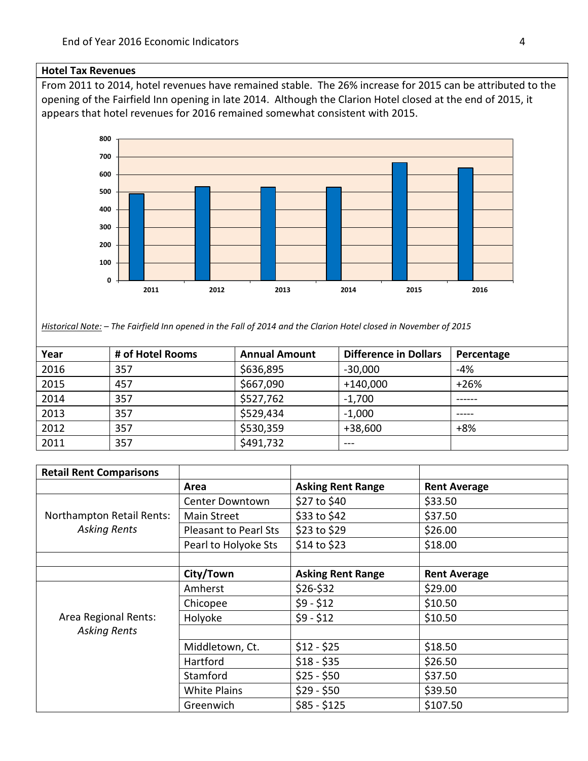## Hotel Tax Revenues

From 2011 to 2014, hotel revenues have remained stable. The 26% increase for 2015 can be attributed to the opening of the Fairfield Inn opening in late 2014. Although the Clarion Hotel closed at the end of 2015, it appears that hotel revenues for 2016 remained somewhat consistent with 2015.

*Historical Note: – The Fairfield Inn opened in the Fall of 2014 and the Clarion Hotel closed in November of 2015*

| Year | # of Hotel Rooms | Annual Amount | Difference in Dollars | Percentage |
|---|---|---|---|---|
| 2016 | 357 | $636,895 | -30,000 | -4% |
| 2015 | 457 | $667,090 | +140,000 | +26% |
| 2014 | 357 | $527,762 | -1,700 | ------ |
| 2013 | 357 | $529,434 | -1,000 | ----- |
| 2012 | 357 | $530,359 | +38,600 | +8% |
| 2011 | 357 | $491,732 | --- | |

| **Retail Rent Comparisons** | | | |
|---|---|---|---|
| | **Area** | **Asking Rent Range** | **Rent Average** |
| Northampton Retail Rents: *Asking Rents* | Center Downtown | $27 to $40 | $33.50 |
| | Main Street | $33 to $42 | $37.50 |
| | Pleasant to Pearl Sts | $23 to $29 | $26.00 |
| | Pearl to Holyoke Sts | $14 to $23 | $18.00 |
| | | | |
| | **City/Town** | **Asking Rent Range** | **Rent Average** |
| Area Regional Rents: *Asking Rents* | Amherst | $26-$32 | $29.00 |
| | Chicopee | $9 - $12 | $10.50 |
| | Holyoke | $9 - $12 | $10.50 |
| | | | |
| | Middletown, Ct. | $12 - $25 | $18.50 |
| | Hartford | $18 - $35 | $26.50 |
| | Stamford | $25 - $50 | $37.50 |
| | White Plains | $29 - $50 | $39.50 |
| | Greenwich | $85 - $125 | $107.50 |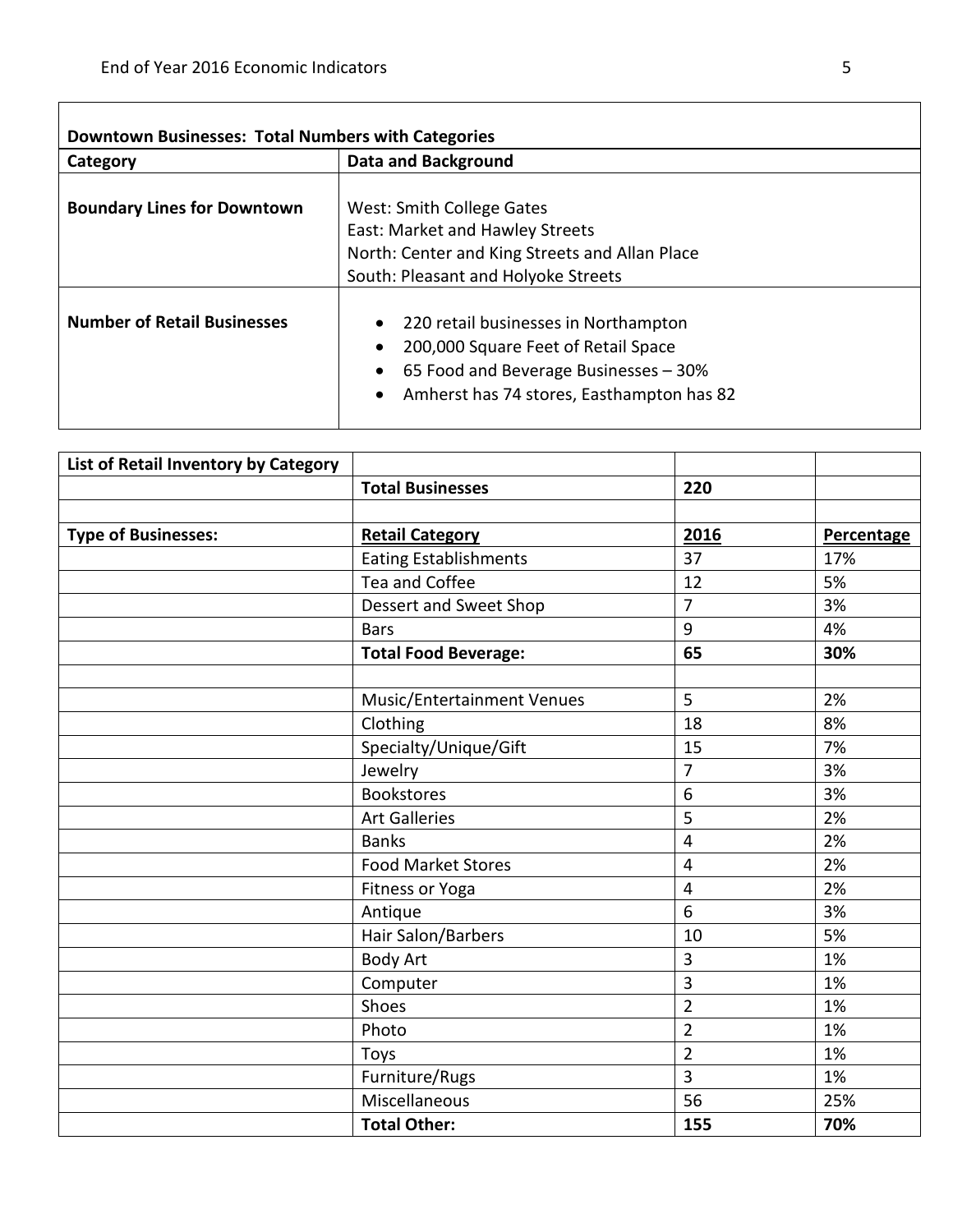| Downtown Businesses: Total Numbers with Categories | |
|---|---|
| **Category** | **Data and Background** |
| **Boundary Lines for Downtown** | West: Smith College Gates<br>East: Market and Hawley Streets<br>North: Center and King Streets and Allan Place<br>South: Pleasant and Holyoke Streets |
| **Number of Retail Businesses** | • 220 retail businesses in Northampton<br>• 200,000 Square Feet of Retail Space<br>• 65 Food and Beverage Businesses – 30%<br>• Amherst has 74 stores, Easthampton has 82 |

| **List of Retail Inventory by Category** | | | |
|---|---|---|---|
| | **Total Businesses** | **220** | |
| | | | |
| **Type of Businesses:** | **Retail Category** | **2016** | **Percentage** |
| | Eating Establishments | 37 | 17% |
| | Tea and Coffee | 12 | 5% |
| | Dessert and Sweet Shop | 7 | 3% |
| | Bars | 9 | 4% |
| | **Total Food Beverage:** | **65** | **30%** |
| | | | |
| | Music/Entertainment Venues | 5 | 2% |
| | Clothing | 18 | 8% |
| | Specialty/Unique/Gift | 15 | 7% |
| | Jewelry | 7 | 3% |
| | Bookstores | 6 | 3% |
| | Art Galleries | 5 | 2% |
| | Banks | 4 | 2% |
| | Food Market Stores | 4 | 2% |
| | Fitness or Yoga | 4 | 2% |
| | Antique | 6 | 3% |
| | Hair Salon/Barbers | 10 | 5% |
| | Body Art | 3 | 1% |
| | Computer | 3 | 1% |
| | Shoes | 2 | 1% |
| | Photo | 2 | 1% |
| | Toys | 2 | 1% |
| | Furniture/Rugs | 3 | 1% |
| | Miscellaneous | 56 | 25% |
| | **Total Other:** | **155** | **70%** |